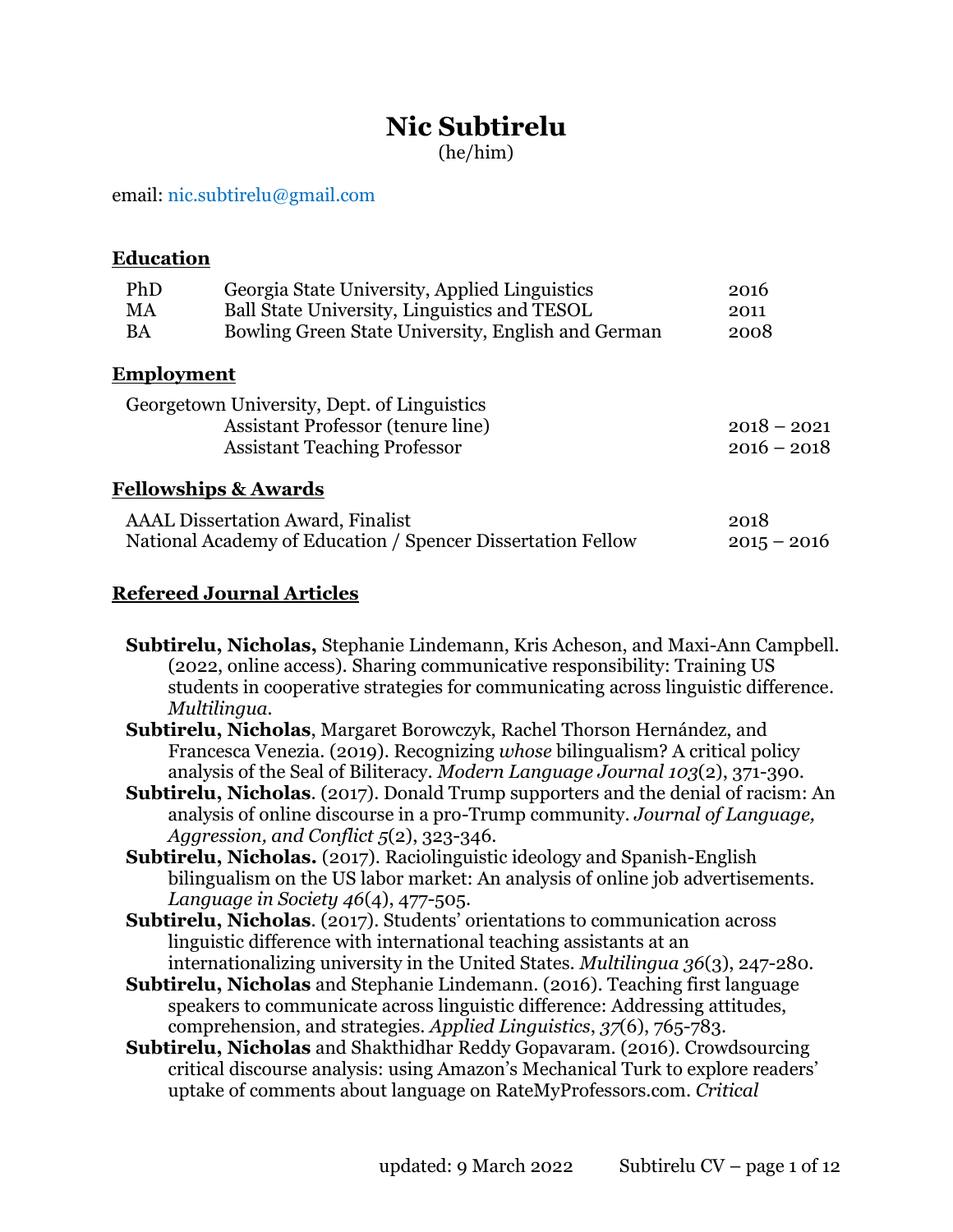# Nic Subtirelu

(he/him)

email: nic.subtirelu@gmail.com

## Education

| | | |
|---|---|---|
| PhD | Georgia State University, Applied Linguistics | 2016 |
| MA | Ball State University, Linguistics and TESOL | 2011 |
| BA | Bowling Green State University, English and German | 2008 |

## Employment

Georgetown University, Dept. of Linguistics

| | |
|---|---|
| Assistant Professor (tenure line) | 2018 – 2021 |
| Assistant Teaching Professor | 2016 – 2018 |

## Fellowships & Awards

| | |
|---|---|
| AAAL Dissertation Award, Finalist | 2018 |
| National Academy of Education / Spencer Dissertation Fellow | 2015 – 2016 |

## Refereed Journal Articles

**Subtirelu, Nicholas,** Stephanie Lindemann, Kris Acheson, and Maxi-Ann Campbell. (2022, online access). Sharing communicative responsibility: Training US students in cooperative strategies for communicating across linguistic difference. *Multilingua*.

**Subtirelu, Nicholas**, Margaret Borowczyk, Rachel Thorson Hernández, and Francesca Venezia. (2019). Recognizing *whose* bilingualism? A critical policy analysis of the Seal of Biliteracy. *Modern Language Journal 103*(2), 371-390.

**Subtirelu, Nicholas**. (2017). Donald Trump supporters and the denial of racism: An analysis of online discourse in a pro-Trump community. *Journal of Language, Aggression, and Conflict 5*(2), 323-346.

**Subtirelu, Nicholas.** (2017). Raciolinguistic ideology and Spanish-English bilingualism on the US labor market: An analysis of online job advertisements. *Language in Society 46*(4), 477-505.

**Subtirelu, Nicholas**. (2017). Students' orientations to communication across linguistic difference with international teaching assistants at an internationalizing university in the United States. *Multilingua 36*(3), 247-280.

**Subtirelu, Nicholas** and Stephanie Lindemann. (2016). Teaching first language speakers to communicate across linguistic difference: Addressing attitudes, comprehension, and strategies. *Applied Linguistics*, *37*(6), 765-783.

**Subtirelu, Nicholas** and Shakthidhar Reddy Gopavaram. (2016). Crowdsourcing critical discourse analysis: using Amazon's Mechanical Turk to explore readers' uptake of comments about language on RateMyProfessors.com. *Critical*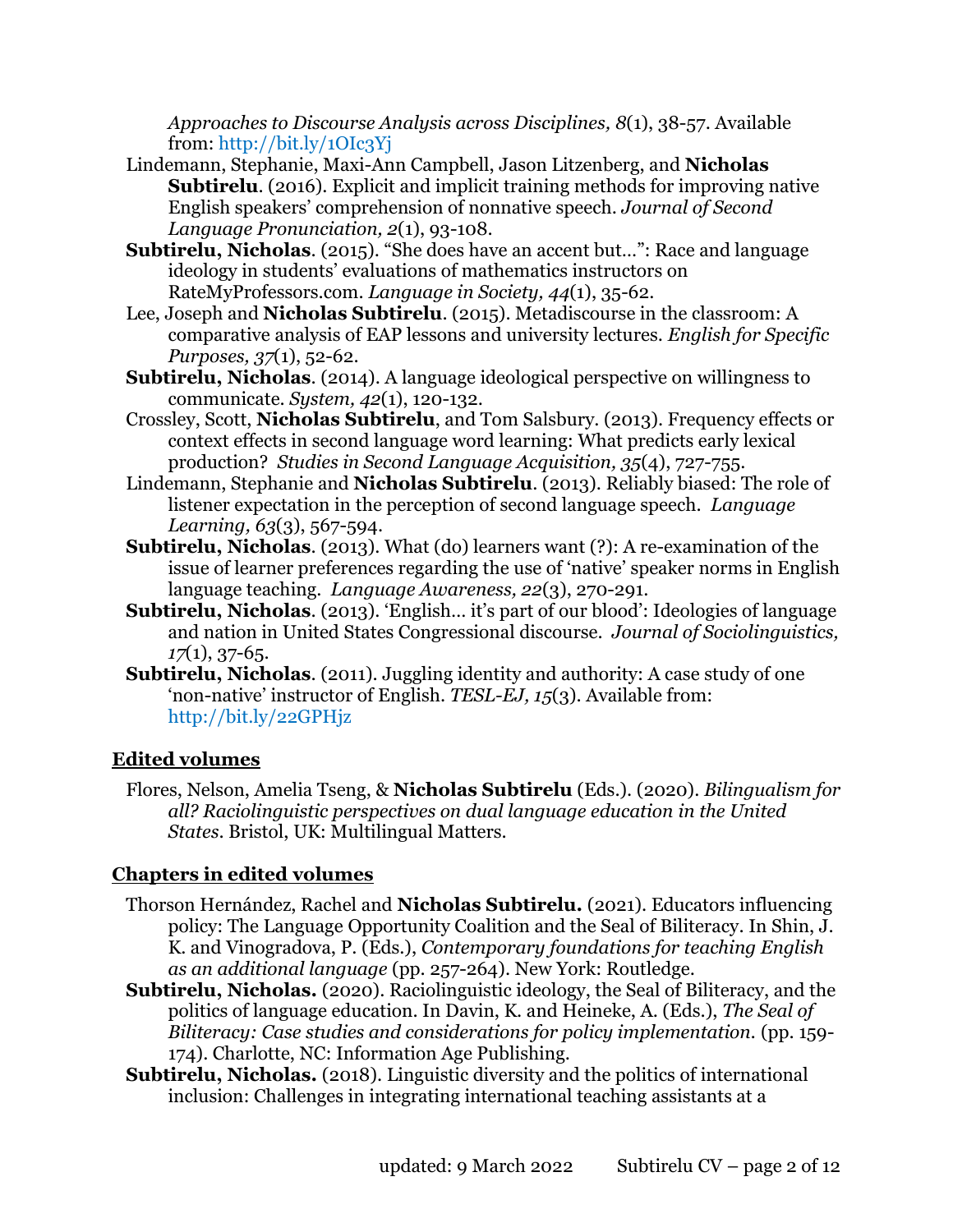*Approaches to Discourse Analysis across Disciplines, 8*(1), 38-57. Available from: http://bit.ly/1OIc3Yj

Lindemann, Stephanie, Maxi-Ann Campbell, Jason Litzenberg, and **Nicholas Subtirelu**. (2016). Explicit and implicit training methods for improving native English speakers' comprehension of nonnative speech. *Journal of Second Language Pronunciation, 2*(1), 93-108.

**Subtirelu, Nicholas**. (2015). "She does have an accent but…": Race and language ideology in students' evaluations of mathematics instructors on RateMyProfessors.com. *Language in Society, 44*(1), 35-62.

Lee, Joseph and **Nicholas Subtirelu**. (2015). Metadiscourse in the classroom: A comparative analysis of EAP lessons and university lectures. *English for Specific Purposes, 37*(1), 52-62.

**Subtirelu, Nicholas**. (2014). A language ideological perspective on willingness to communicate. *System, 42*(1), 120-132.

Crossley, Scott, **Nicholas Subtirelu**, and Tom Salsbury. (2013). Frequency effects or context effects in second language word learning: What predicts early lexical production? *Studies in Second Language Acquisition, 35*(4), 727-755.

Lindemann, Stephanie and **Nicholas Subtirelu**. (2013). Reliably biased: The role of listener expectation in the perception of second language speech. *Language Learning, 63*(3), 567-594.

**Subtirelu, Nicholas**. (2013). What (do) learners want (?): A re-examination of the issue of learner preferences regarding the use of 'native' speaker norms in English language teaching. *Language Awareness, 22*(3), 270-291.

**Subtirelu, Nicholas**. (2013). 'English… it's part of our blood': Ideologies of language and nation in United States Congressional discourse. *Journal of Sociolinguistics, 17*(1), 37-65.

**Subtirelu, Nicholas**. (2011). Juggling identity and authority: A case study of one 'non-native' instructor of English. *TESL-EJ, 15*(3). Available from: http://bit.ly/22GPHjz

## Edited volumes

Flores, Nelson, Amelia Tseng, & **Nicholas Subtirelu** (Eds.). (2020). *Bilingualism for all? Raciolinguistic perspectives on dual language education in the United States*. Bristol, UK: Multilingual Matters.

## Chapters in edited volumes

Thorson Hernández, Rachel and **Nicholas Subtirelu.** (2021). Educators influencing policy: The Language Opportunity Coalition and the Seal of Biliteracy. In Shin, J. K. and Vinogradova, P. (Eds.), *Contemporary foundations for teaching English as an additional language* (pp. 257-264). New York: Routledge.

**Subtirelu, Nicholas.** (2020). Raciolinguistic ideology, the Seal of Biliteracy, and the politics of language education. In Davin, K. and Heineke, A. (Eds.), *The Seal of Biliteracy: Case studies and considerations for policy implementation.* (pp. 159-174). Charlotte, NC: Information Age Publishing.

**Subtirelu, Nicholas.** (2018). Linguistic diversity and the politics of international inclusion: Challenges in integrating international teaching assistants at a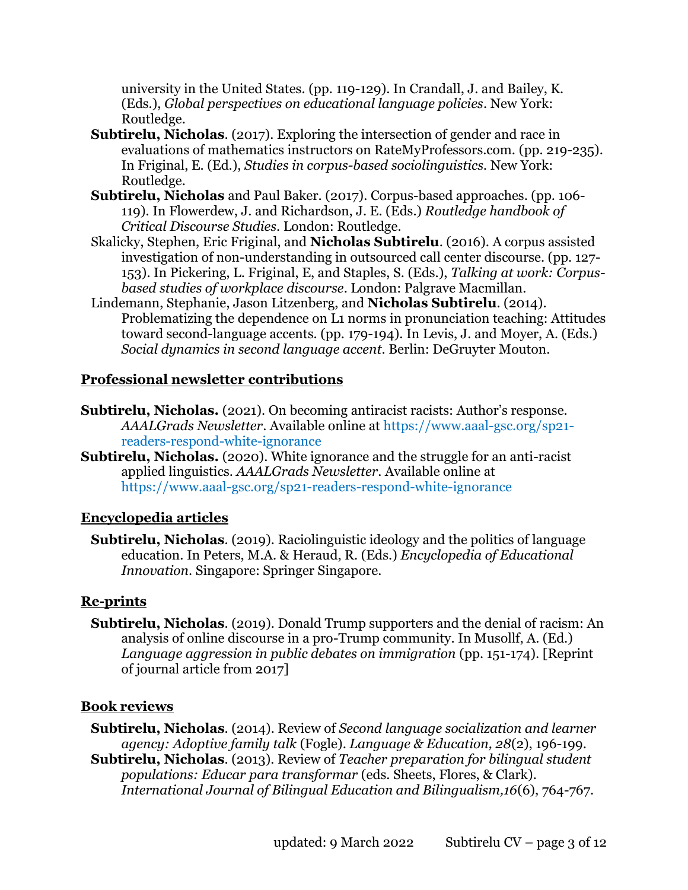university in the United States. (pp. 119-129). In Crandall, J. and Bailey, K. (Eds.), *Global perspectives on educational language policies*. New York: Routledge.

**Subtirelu, Nicholas**. (2017). Exploring the intersection of gender and race in evaluations of mathematics instructors on RateMyProfessors.com. (pp. 219-235). In Friginal, E. (Ed.), *Studies in corpus-based sociolinguistics*. New York: Routledge.

**Subtirelu, Nicholas** and Paul Baker. (2017). Corpus-based approaches. (pp. 106-119). In Flowerdew, J. and Richardson, J. E. (Eds.) *Routledge handbook of Critical Discourse Studies*. London: Routledge.

Skalicky, Stephen, Eric Friginal, and **Nicholas Subtirelu**. (2016). A corpus assisted investigation of non-understanding in outsourced call center discourse. (pp. 127-153). In Pickering, L. Friginal, E, and Staples, S. (Eds.), *Talking at work: Corpus-based studies of workplace discourse*. London: Palgrave Macmillan.

Lindemann, Stephanie, Jason Litzenberg, and **Nicholas Subtirelu**. (2014). Problematizing the dependence on L1 norms in pronunciation teaching: Attitudes toward second-language accents. (pp. 179-194). In Levis, J. and Moyer, A. (Eds.) *Social dynamics in second language accent*. Berlin: DeGruyter Mouton.

## Professional newsletter contributions

**Subtirelu, Nicholas.** (2021). On becoming antiracist racists: Author's response. *AAALGrads Newsletter*. Available online at https://www.aaal-gsc.org/sp21-readers-respond-white-ignorance

**Subtirelu, Nicholas.** (2020). White ignorance and the struggle for an anti-racist applied linguistics. *AAALGrads Newsletter*. Available online at https://www.aaal-gsc.org/sp21-readers-respond-white-ignorance

## Encyclopedia articles

**Subtirelu, Nicholas**. (2019). Raciolinguistic ideology and the politics of language education. In Peters, M.A. & Heraud, R. (Eds.) *Encyclopedia of Educational Innovation*. Singapore: Springer Singapore.

## Re-prints

**Subtirelu, Nicholas**. (2019). Donald Trump supporters and the denial of racism: An analysis of online discourse in a pro-Trump community. In Musollf, A. (Ed.) *Language aggression in public debates on immigration* (pp. 151-174). [Reprint of journal article from 2017]

## Book reviews

**Subtirelu, Nicholas**. (2014). Review of *Second language socialization and learner agency: Adoptive family talk* (Fogle). *Language & Education, 28*(2), 196-199.

**Subtirelu, Nicholas**. (2013). Review of *Teacher preparation for bilingual student populations: Educar para transformar* (eds. Sheets, Flores, & Clark). *International Journal of Bilingual Education and Bilingualism,16*(6), 764-767.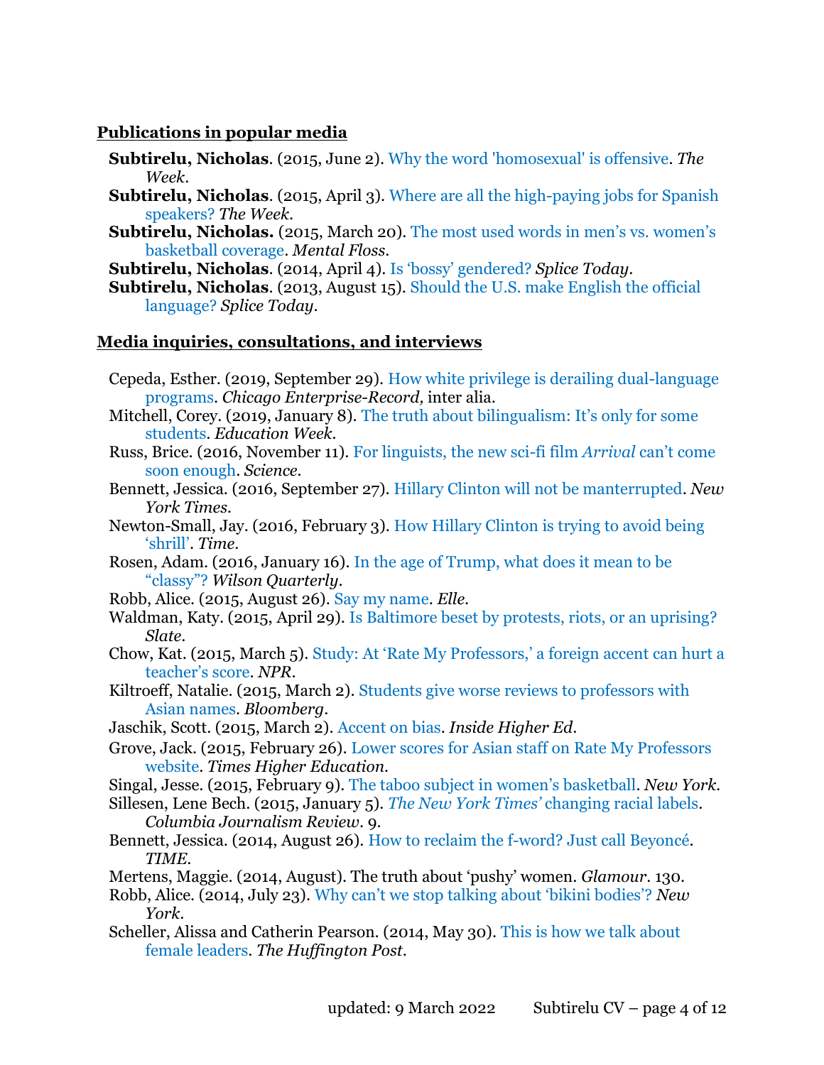## Publications in popular media

**Subtirelu, Nicholas**. (2015, June 2). Why the word 'homosexual' is offensive. *The Week*.

**Subtirelu, Nicholas**. (2015, April 3). Where are all the high-paying jobs for Spanish speakers? *The Week*.

**Subtirelu, Nicholas.** (2015, March 20). The most used words in men's vs. women's basketball coverage. *Mental Floss*.

**Subtirelu, Nicholas**. (2014, April 4). Is 'bossy' gendered? *Splice Today*.

**Subtirelu, Nicholas**. (2013, August 15). Should the U.S. make English the official language? *Splice Today*.

## Media inquiries, consultations, and interviews

Cepeda, Esther. (2019, September 29). How white privilege is derailing dual-language programs. *Chicago Enterprise-Record,* inter alia.

Mitchell, Corey. (2019, January 8). The truth about bilingualism: It's only for some students. *Education Week*.

Russ, Brice. (2016, November 11). For linguists, the new sci-fi film *Arrival* can't come soon enough. *Science*.

Bennett, Jessica. (2016, September 27). Hillary Clinton will not be manterrupted. *New York Times*.

Newton-Small, Jay. (2016, February 3). How Hillary Clinton is trying to avoid being 'shrill'. *Time*.

Rosen, Adam. (2016, January 16). In the age of Trump, what does it mean to be "classy"? *Wilson Quarterly*.

Robb, Alice. (2015, August 26). Say my name. *Elle*.

Waldman, Katy. (2015, April 29). Is Baltimore beset by protests, riots, or an uprising? *Slate*.

Chow, Kat. (2015, March 5). Study: At 'Rate My Professors,' a foreign accent can hurt a teacher's score. *NPR*.

Kiltroeff, Natalie. (2015, March 2). Students give worse reviews to professors with Asian names. *Bloomberg*.

Jaschik, Scott. (2015, March 2). Accent on bias. *Inside Higher Ed*.

Grove, Jack. (2015, February 26). Lower scores for Asian staff on Rate My Professors website. *Times Higher Education*.

Singal, Jesse. (2015, February 9). The taboo subject in women's basketball. *New York*.

Sillesen, Lene Bech. (2015, January 5). *The New York Times'* changing racial labels. *Columbia Journalism Review*. 9.

Bennett, Jessica. (2014, August 26). How to reclaim the f-word? Just call Beyoncé. *TIME*.

Mertens, Maggie. (2014, August). The truth about 'pushy' women. *Glamour*. 130.

Robb, Alice. (2014, July 23). Why can't we stop talking about 'bikini bodies'? *New York*.

Scheller, Alissa and Catherin Pearson. (2014, May 30). This is how we talk about female leaders. *The Huffington Post*.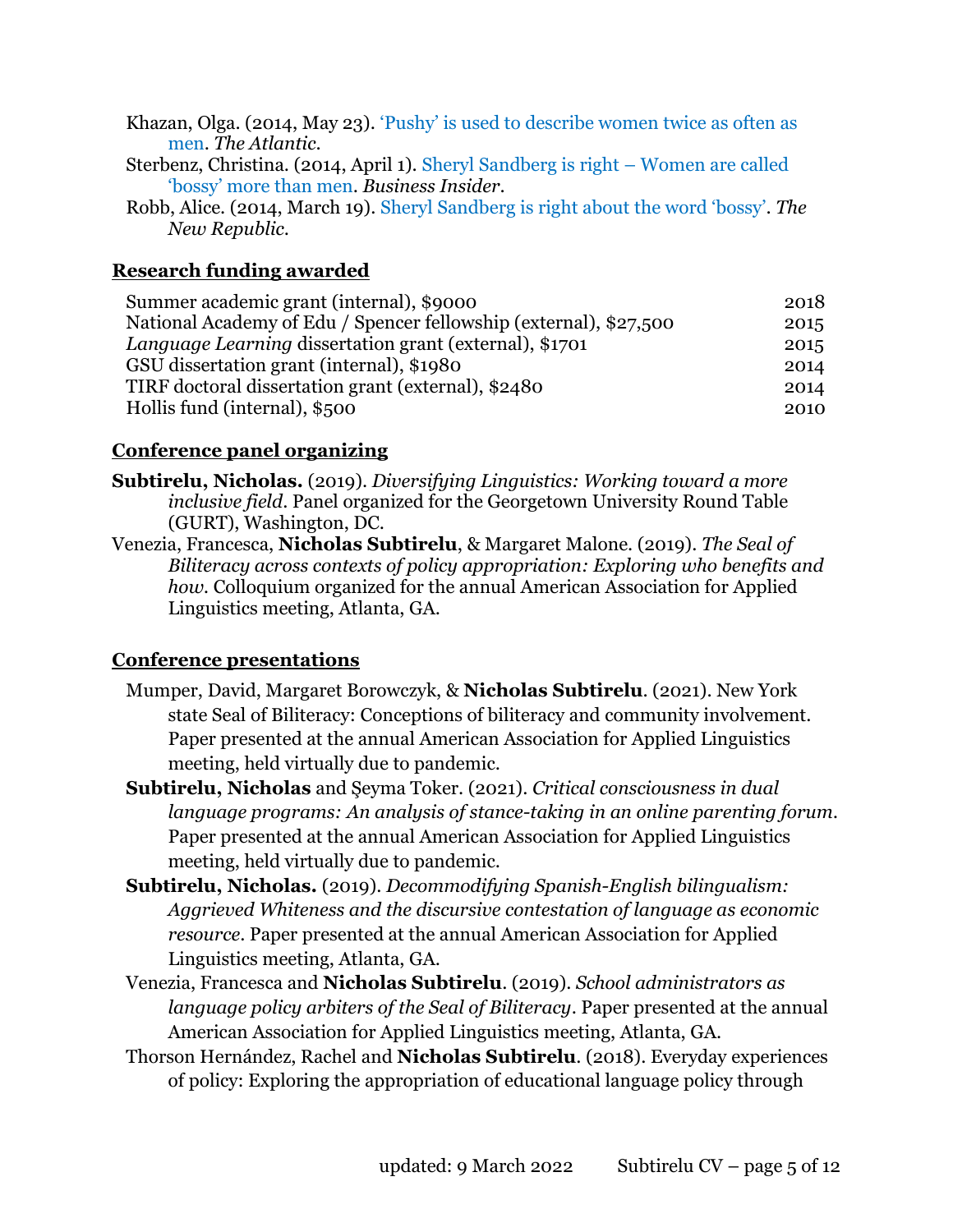Khazan, Olga. (2014, May 23). 'Pushy' is used to describe women twice as often as men. *The Atlantic*.

Sterbenz, Christina. (2014, April 1). Sheryl Sandberg is right – Women are called 'bossy' more than men. *Business Insider*.

Robb, Alice. (2014, March 19). Sheryl Sandberg is right about the word 'bossy'. *The New Republic*.

## Research funding awarded

| | |
|---|---|
| Summer academic grant (internal), $9000 | 2018 |
| National Academy of Edu / Spencer fellowship (external), $27,500 | 2015 |
| *Language Learning* dissertation grant (external), $1701 | 2015 |
| GSU dissertation grant (internal), $1980 | 2014 |
| TIRF doctoral dissertation grant (external), $2480 | 2014 |
| Hollis fund (internal), $500 | 2010 |

## Conference panel organizing

**Subtirelu, Nicholas.** (2019). *Diversifying Linguistics: Working toward a more inclusive field*. Panel organized for the Georgetown University Round Table (GURT), Washington, DC.

Venezia, Francesca, **Nicholas Subtirelu**, & Margaret Malone. (2019). *The Seal of Biliteracy across contexts of policy appropriation: Exploring who benefits and how*. Colloquium organized for the annual American Association for Applied Linguistics meeting, Atlanta, GA.

## Conference presentations

Mumper, David, Margaret Borowczyk, & **Nicholas Subtirelu**. (2021). New York state Seal of Biliteracy: Conceptions of biliteracy and community involvement. Paper presented at the annual American Association for Applied Linguistics meeting, held virtually due to pandemic.

**Subtirelu, Nicholas** and Şeyma Toker. (2021). *Critical consciousness in dual language programs: An analysis of stance-taking in an online parenting forum*. Paper presented at the annual American Association for Applied Linguistics meeting, held virtually due to pandemic.

**Subtirelu, Nicholas.** (2019). *Decommodifying Spanish-English bilingualism: Aggrieved Whiteness and the discursive contestation of language as economic resource*. Paper presented at the annual American Association for Applied Linguistics meeting, Atlanta, GA.

Venezia, Francesca and **Nicholas Subtirelu**. (2019). *School administrators as language policy arbiters of the Seal of Biliteracy*. Paper presented at the annual American Association for Applied Linguistics meeting, Atlanta, GA.

Thorson Hernández, Rachel and **Nicholas Subtirelu**. (2018). Everyday experiences of policy: Exploring the appropriation of educational language policy through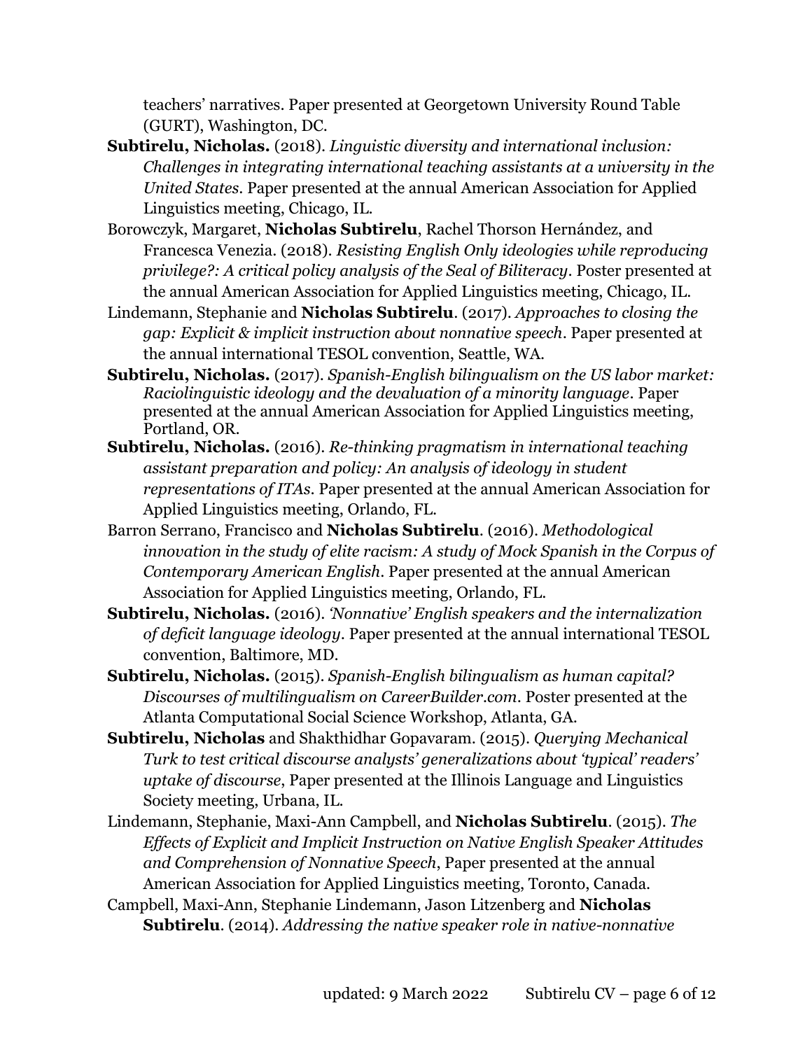teachers' narratives. Paper presented at Georgetown University Round Table (GURT), Washington, DC.

**Subtirelu, Nicholas.** (2018). *Linguistic diversity and international inclusion: Challenges in integrating international teaching assistants at a university in the United States*. Paper presented at the annual American Association for Applied Linguistics meeting, Chicago, IL.

Borowczyk, Margaret, **Nicholas Subtirelu**, Rachel Thorson Hernández, and Francesca Venezia. (2018). *Resisting English Only ideologies while reproducing privilege?: A critical policy analysis of the Seal of Biliteracy*. Poster presented at the annual American Association for Applied Linguistics meeting, Chicago, IL.

Lindemann, Stephanie and **Nicholas Subtirelu**. (2017). *Approaches to closing the gap: Explicit & implicit instruction about nonnative speech*. Paper presented at the annual international TESOL convention, Seattle, WA.

**Subtirelu, Nicholas.** (2017). *Spanish-English bilingualism on the US labor market: Raciolinguistic ideology and the devaluation of a minority language*. Paper presented at the annual American Association for Applied Linguistics meeting, Portland, OR.

**Subtirelu, Nicholas.** (2016). *Re-thinking pragmatism in international teaching assistant preparation and policy: An analysis of ideology in student representations of ITAs*. Paper presented at the annual American Association for Applied Linguistics meeting, Orlando, FL.

Barron Serrano, Francisco and **Nicholas Subtirelu**. (2016). *Methodological innovation in the study of elite racism: A study of Mock Spanish in the Corpus of Contemporary American English*. Paper presented at the annual American Association for Applied Linguistics meeting, Orlando, FL.

**Subtirelu, Nicholas.** (2016). *'Nonnative' English speakers and the internalization of deficit language ideology*. Paper presented at the annual international TESOL convention, Baltimore, MD.

**Subtirelu, Nicholas.** (2015). *Spanish-English bilingualism as human capital? Discourses of multilingualism on CareerBuilder.com*. Poster presented at the Atlanta Computational Social Science Workshop, Atlanta, GA.

**Subtirelu, Nicholas** and Shakthidhar Gopavaram. (2015). *Querying Mechanical Turk to test critical discourse analysts' generalizations about 'typical' readers' uptake of discourse*, Paper presented at the Illinois Language and Linguistics Society meeting, Urbana, IL.

Lindemann, Stephanie, Maxi-Ann Campbell, and **Nicholas Subtirelu**. (2015). *The Effects of Explicit and Implicit Instruction on Native English Speaker Attitudes and Comprehension of Nonnative Speech*, Paper presented at the annual American Association for Applied Linguistics meeting, Toronto, Canada.

Campbell, Maxi-Ann, Stephanie Lindemann, Jason Litzenberg and **Nicholas Subtirelu**. (2014). *Addressing the native speaker role in native-nonnative*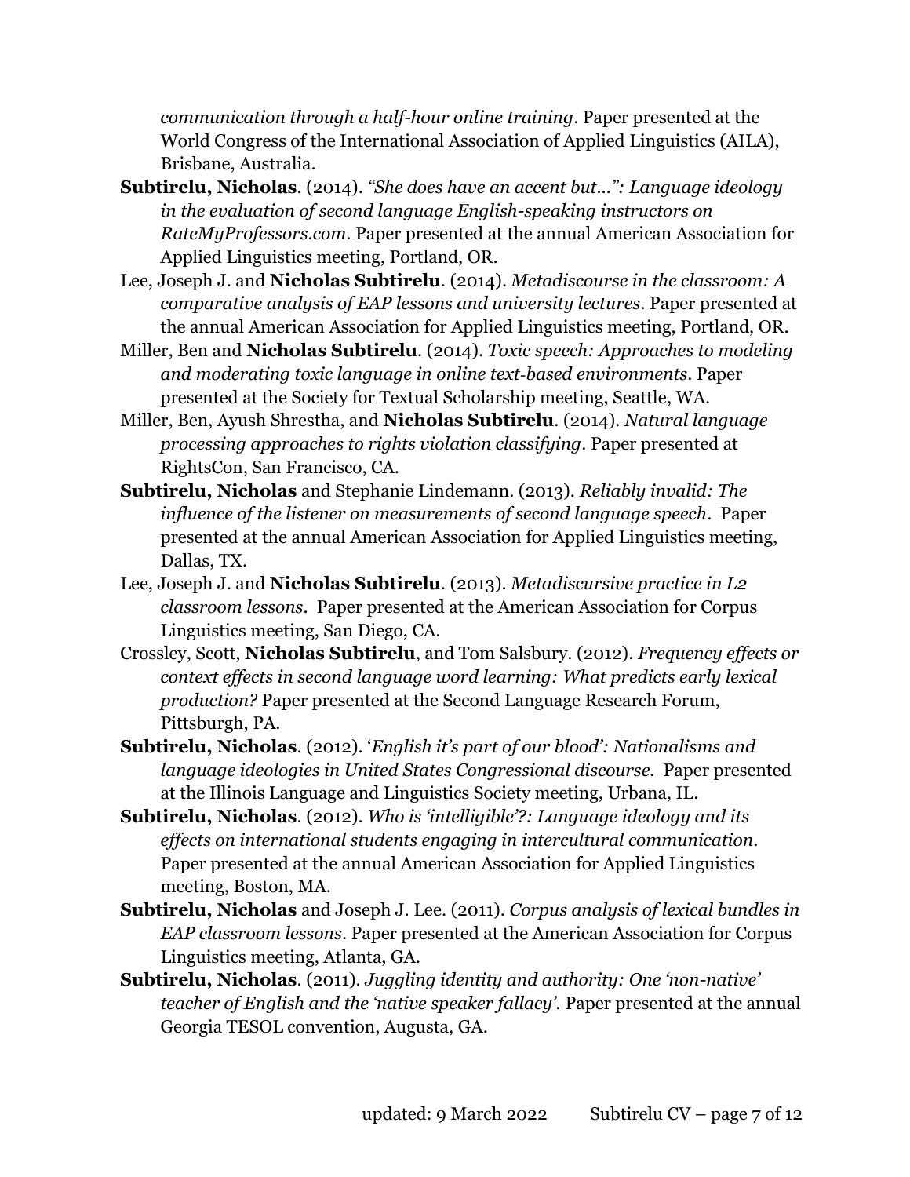*communication through a half-hour online training*. Paper presented at the World Congress of the International Association of Applied Linguistics (AILA), Brisbane, Australia.

**Subtirelu, Nicholas**. (2014). *"She does have an accent but…": Language ideology in the evaluation of second language English-speaking instructors on RateMyProfessors.com*. Paper presented at the annual American Association for Applied Linguistics meeting, Portland, OR.

Lee, Joseph J. and **Nicholas Subtirelu**. (2014). *Metadiscourse in the classroom: A comparative analysis of EAP lessons and university lectures*. Paper presented at the annual American Association for Applied Linguistics meeting, Portland, OR.

Miller, Ben and **Nicholas Subtirelu**. (2014). *Toxic speech: Approaches to modeling and moderating toxic language in online text-based environments*. Paper presented at the Society for Textual Scholarship meeting, Seattle, WA.

Miller, Ben, Ayush Shrestha, and **Nicholas Subtirelu**. (2014). *Natural language processing approaches to rights violation classifying*. Paper presented at RightsCon, San Francisco, CA.

**Subtirelu, Nicholas** and Stephanie Lindemann. (2013). *Reliably invalid: The influence of the listener on measurements of second language speech*. Paper presented at the annual American Association for Applied Linguistics meeting, Dallas, TX.

Lee, Joseph J. and **Nicholas Subtirelu**. (2013). *Metadiscursive practice in L2 classroom lessons*. Paper presented at the American Association for Corpus Linguistics meeting, San Diego, CA.

Crossley, Scott, **Nicholas Subtirelu**, and Tom Salsbury. (2012). *Frequency effects or context effects in second language word learning: What predicts early lexical production?* Paper presented at the Second Language Research Forum, Pittsburgh, PA.

**Subtirelu, Nicholas**. (2012). '*English it's part of our blood': Nationalisms and language ideologies in United States Congressional discourse*. Paper presented at the Illinois Language and Linguistics Society meeting, Urbana, IL.

**Subtirelu, Nicholas**. (2012). *Who is 'intelligible'?: Language ideology and its effects on international students engaging in intercultural communication*. Paper presented at the annual American Association for Applied Linguistics meeting, Boston, MA.

**Subtirelu, Nicholas** and Joseph J. Lee. (2011). *Corpus analysis of lexical bundles in EAP classroom lessons*. Paper presented at the American Association for Corpus Linguistics meeting, Atlanta, GA.

**Subtirelu, Nicholas**. (2011). *Juggling identity and authority: One 'non-native' teacher of English and the 'native speaker fallacy'*. Paper presented at the annual Georgia TESOL convention, Augusta, GA.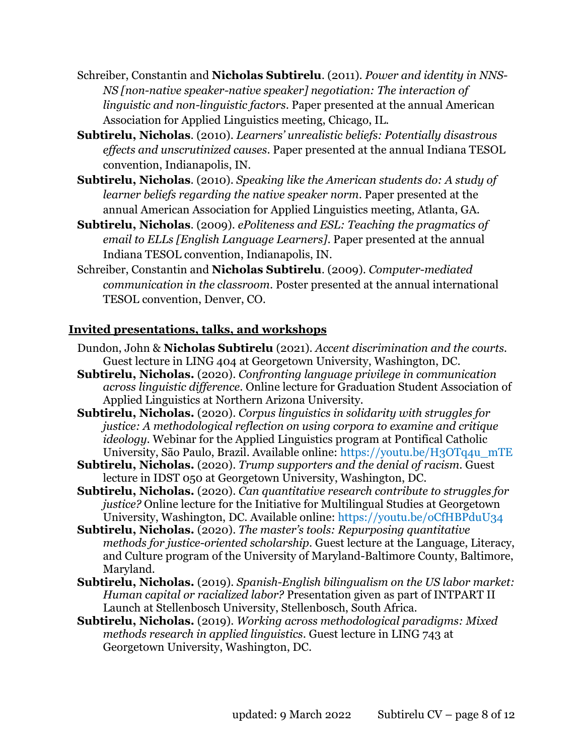Schreiber, Constantin and **Nicholas Subtirelu**. (2011). *Power and identity in NNS-NS [non-native speaker-native speaker] negotiation: The interaction of linguistic and non-linguistic factors*. Paper presented at the annual American Association for Applied Linguistics meeting, Chicago, IL.

**Subtirelu, Nicholas**. (2010). *Learners' unrealistic beliefs: Potentially disastrous effects and unscrutinized causes*. Paper presented at the annual Indiana TESOL convention, Indianapolis, IN.

**Subtirelu, Nicholas**. (2010). *Speaking like the American students do: A study of learner beliefs regarding the native speaker norm*. Paper presented at the annual American Association for Applied Linguistics meeting, Atlanta, GA.

**Subtirelu, Nicholas**. (2009). *ePoliteness and ESL: Teaching the pragmatics of email to ELLs [English Language Learners]*. Paper presented at the annual Indiana TESOL convention, Indianapolis, IN.

Schreiber, Constantin and **Nicholas Subtirelu**. (2009). *Computer-mediated communication in the classroom*. Poster presented at the annual international TESOL convention, Denver, CO.

## Invited presentations, talks, and workshops

Dundon, John & **Nicholas Subtirelu** (2021). *Accent discrimination and the courts.* Guest lecture in LING 404 at Georgetown University, Washington, DC.

**Subtirelu, Nicholas.** (2020). *Confronting language privilege in communication across linguistic difference*. Online lecture for Graduation Student Association of Applied Linguistics at Northern Arizona University.

**Subtirelu, Nicholas.** (2020). *Corpus linguistics in solidarity with struggles for justice: A methodological reflection on using corpora to examine and critique ideology*. Webinar for the Applied Linguistics program at Pontifical Catholic University, São Paulo, Brazil. Available online: https://youtu.be/H3OTq4u_mTE

**Subtirelu, Nicholas.** (2020). *Trump supporters and the denial of racism*. Guest lecture in IDST 050 at Georgetown University, Washington, DC.

**Subtirelu, Nicholas.** (2020). *Can quantitative research contribute to struggles for justice?* Online lecture for the Initiative for Multilingual Studies at Georgetown University, Washington, DC. Available online: https://youtu.be/oCfHBPduU34

**Subtirelu, Nicholas.** (2020). *The master's tools: Repurposing quantitative methods for justice-oriented scholarship*. Guest lecture at the Language, Literacy, and Culture program of the University of Maryland-Baltimore County, Baltimore, Maryland.

**Subtirelu, Nicholas.** (2019). *Spanish-English bilingualism on the US labor market: Human capital or racialized labor?* Presentation given as part of INTPART II Launch at Stellenbosch University, Stellenbosch, South Africa.

**Subtirelu, Nicholas.** (2019). *Working across methodological paradigms: Mixed methods research in applied linguistics*. Guest lecture in LING 743 at Georgetown University, Washington, DC.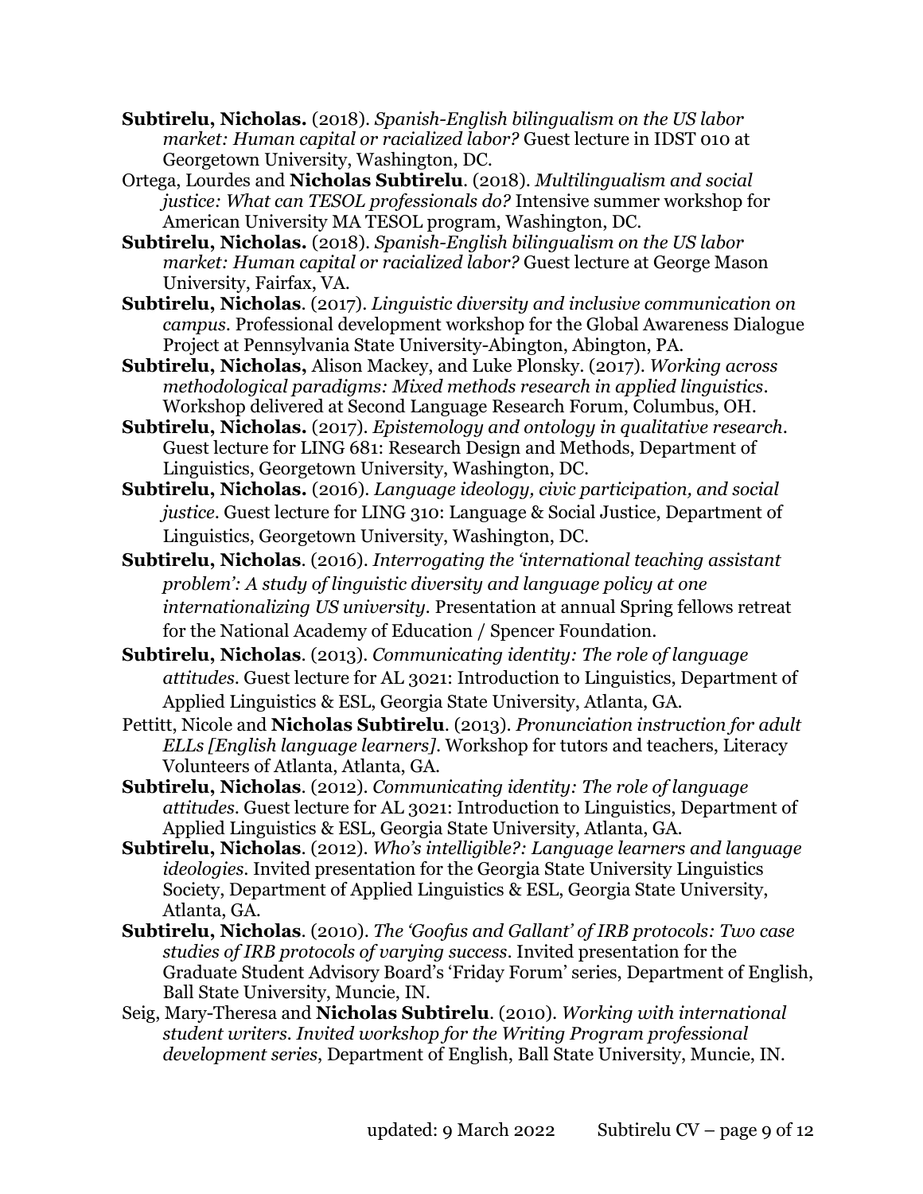**Subtirelu, Nicholas.** (2018). *Spanish-English bilingualism on the US labor market: Human capital or racialized labor?* Guest lecture in IDST 010 at Georgetown University, Washington, DC.

Ortega, Lourdes and **Nicholas Subtirelu**. (2018). *Multilingualism and social justice: What can TESOL professionals do?* Intensive summer workshop for American University MA TESOL program, Washington, DC.

**Subtirelu, Nicholas.** (2018). *Spanish-English bilingualism on the US labor market: Human capital or racialized labor?* Guest lecture at George Mason University, Fairfax, VA.

**Subtirelu, Nicholas**. (2017). *Linguistic diversity and inclusive communication on campus*. Professional development workshop for the Global Awareness Dialogue Project at Pennsylvania State University-Abington, Abington, PA.

**Subtirelu, Nicholas,** Alison Mackey, and Luke Plonsky. (2017). *Working across methodological paradigms: Mixed methods research in applied linguistics*. Workshop delivered at Second Language Research Forum, Columbus, OH.

**Subtirelu, Nicholas.** (2017). *Epistemology and ontology in qualitative research*. Guest lecture for LING 681: Research Design and Methods, Department of Linguistics, Georgetown University, Washington, DC.

**Subtirelu, Nicholas.** (2016). *Language ideology, civic participation, and social justice*. Guest lecture for LING 310: Language & Social Justice, Department of Linguistics, Georgetown University, Washington, DC.

**Subtirelu, Nicholas**. (2016). *Interrogating the 'international teaching assistant problem': A study of linguistic diversity and language policy at one internationalizing US university.* Presentation at annual Spring fellows retreat for the National Academy of Education / Spencer Foundation.

**Subtirelu, Nicholas**. (2013). *Communicating identity: The role of language attitudes*. Guest lecture for AL 3021: Introduction to Linguistics, Department of Applied Linguistics & ESL, Georgia State University, Atlanta, GA.

Pettitt, Nicole and **Nicholas Subtirelu**. (2013). *Pronunciation instruction for adult ELLs [English language learners]*. Workshop for tutors and teachers, Literacy Volunteers of Atlanta, Atlanta, GA.

**Subtirelu, Nicholas**. (2012). *Communicating identity: The role of language attitudes*. Guest lecture for AL 3021: Introduction to Linguistics, Department of Applied Linguistics & ESL, Georgia State University, Atlanta, GA.

**Subtirelu, Nicholas**. (2012). *Who's intelligible?: Language learners and language ideologies*. Invited presentation for the Georgia State University Linguistics Society, Department of Applied Linguistics & ESL, Georgia State University, Atlanta, GA.

**Subtirelu, Nicholas**. (2010). *The 'Goofus and Gallant' of IRB protocols: Two case studies of IRB protocols of varying success*. Invited presentation for the Graduate Student Advisory Board's 'Friday Forum' series, Department of English, Ball State University, Muncie, IN.

Seig, Mary-Theresa and **Nicholas Subtirelu**. (2010). *Working with international student writers. Invited workshop for the Writing Program professional development series*, Department of English, Ball State University, Muncie, IN.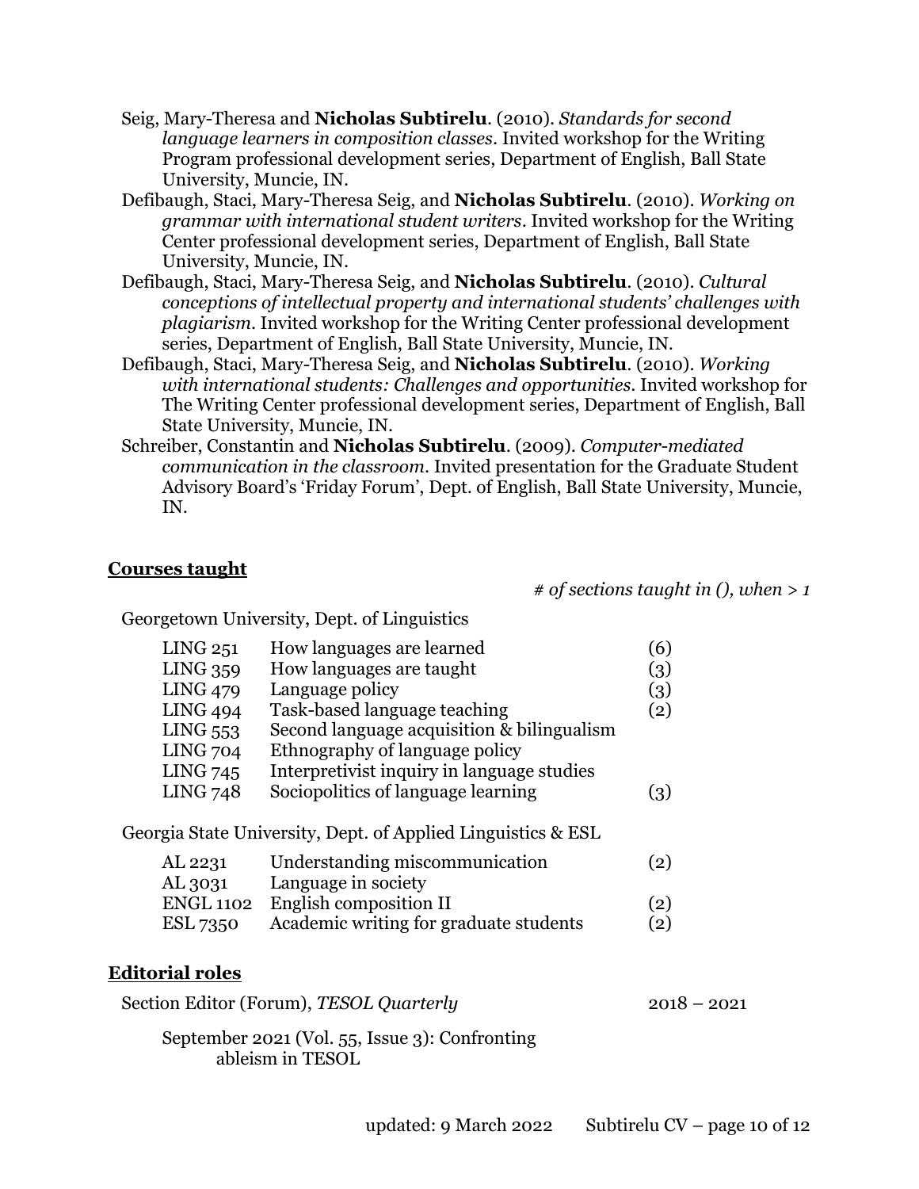Seig, Mary-Theresa and **Nicholas Subtirelu**. (2010). *Standards for second language learners in composition classes*. Invited workshop for the Writing Program professional development series, Department of English, Ball State University, Muncie, IN.

Defibaugh, Staci, Mary-Theresa Seig, and **Nicholas Subtirelu**. (2010). *Working on grammar with international student writers*. Invited workshop for the Writing Center professional development series, Department of English, Ball State University, Muncie, IN.

Defibaugh, Staci, Mary-Theresa Seig, and **Nicholas Subtirelu**. (2010). *Cultural conceptions of intellectual property and international students' challenges with plagiarism*. Invited workshop for the Writing Center professional development series, Department of English, Ball State University, Muncie, IN.

Defibaugh, Staci, Mary-Theresa Seig, and **Nicholas Subtirelu**. (2010). *Working with international students: Challenges and opportunities*. Invited workshop for The Writing Center professional development series, Department of English, Ball State University, Muncie, IN.

Schreiber, Constantin and **Nicholas Subtirelu**. (2009). *Computer-mediated communication in the classroom*. Invited presentation for the Graduate Student Advisory Board's 'Friday Forum', Dept. of English, Ball State University, Muncie, IN.

## Courses taught

*# of sections taught in (), when > 1*

Georgetown University, Dept. of Linguistics

| | | |
|---|---|---|
| LING 251 | How languages are learned | (6) |
| LING 359 | How languages are taught | (3) |
| LING 479 | Language policy | (3) |
| LING 494 | Task-based language teaching | (2) |
| LING 553 | Second language acquisition & bilingualism | |
| LING 704 | Ethnography of language policy | |
| LING 745 | Interpretivist inquiry in language studies | |
| LING 748 | Sociopolitics of language learning | (3) |

Georgia State University, Dept. of Applied Linguistics & ESL

| | | |
|---|---|---|
| AL 2231 | Understanding miscommunication | (2) |
| AL 3031 | Language in society | |
| ENGL 1102 | English composition II | (2) |
| ESL 7350 | Academic writing for graduate students | (2) |

## Editorial roles

Section Editor (Forum), *TESOL Quarterly* 2018 – 2021

September 2021 (Vol. 55, Issue 3): Confronting ableism in TESOL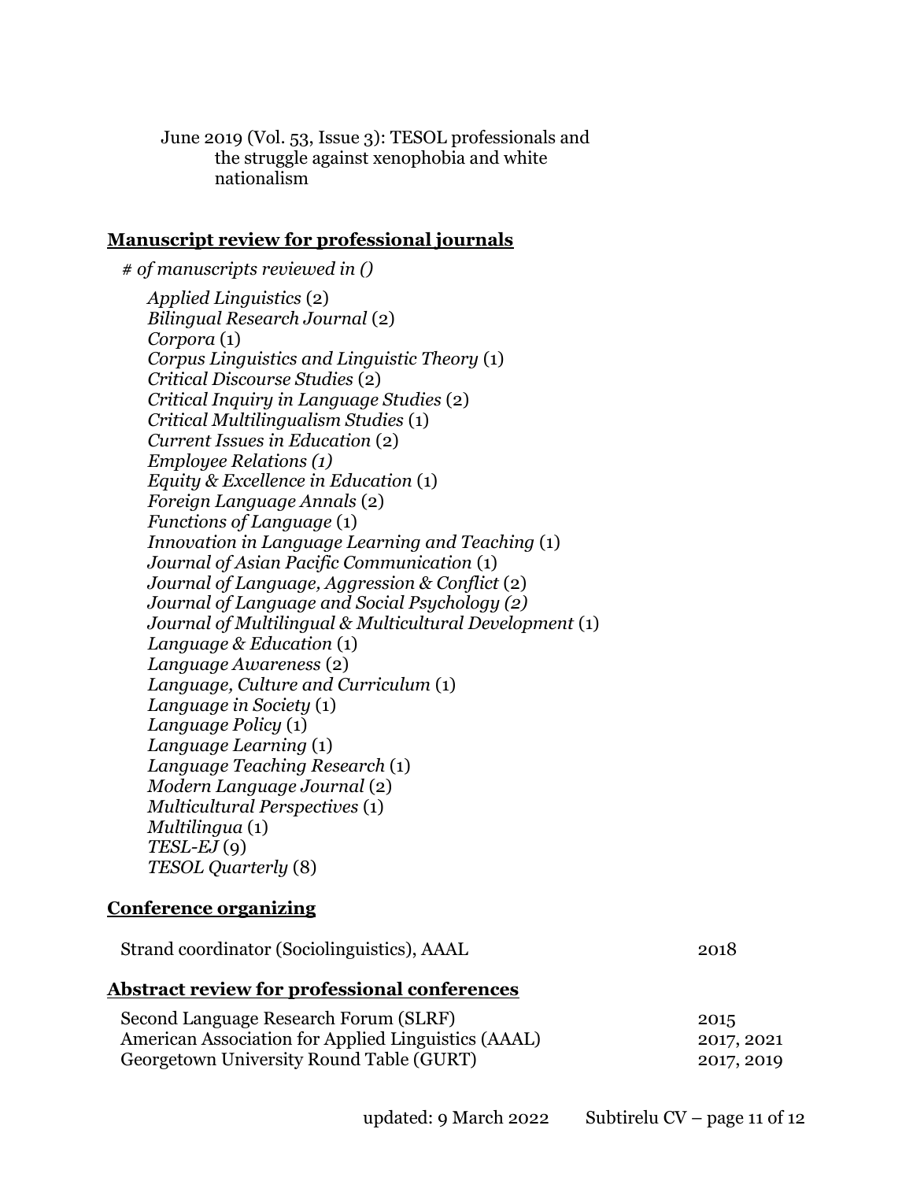June 2019 (Vol. 53, Issue 3): TESOL professionals and the struggle against xenophobia and white nationalism

## Manuscript review for professional journals

*# of manuscripts reviewed in ()*

*Applied Linguistics* (2)  
*Bilingual Research Journal* (2)  
*Corpora* (1)  
*Corpus Linguistics and Linguistic Theory* (1)  
*Critical Discourse Studies* (2)  
*Critical Inquiry in Language Studies* (2)  
*Critical Multilingualism Studies* (1)  
*Current Issues in Education* (2)  
*Employee Relations (1)*  
*Equity & Excellence in Education* (1)  
*Foreign Language Annals* (2)  
*Functions of Language* (1)  
*Innovation in Language Learning and Teaching* (1)  
*Journal of Asian Pacific Communication* (1)  
*Journal of Language, Aggression & Conflict* (2)  
*Journal of Language and Social Psychology (2)*  
*Journal of Multilingual & Multicultural Development* (1)  
*Language & Education* (1)  
*Language Awareness* (2)  
*Language, Culture and Curriculum* (1)  
*Language in Society* (1)  
*Language Policy* (1)  
*Language Learning* (1)  
*Language Teaching Research* (1)  
*Modern Language Journal* (2)  
*Multicultural Perspectives* (1)  
*Multilingua* (1)  
*TESL-EJ* (9)  
*TESOL Quarterly* (8)

## Conference organizing

| | |
|---|---|
| Strand coordinator (Sociolinguistics), AAAL | 2018 |

## Abstract review for professional conferences

| | |
|---|---|
| Second Language Research Forum (SLRF) | 2015 |
| American Association for Applied Linguistics (AAAL) | 2017, 2021 |
| Georgetown University Round Table (GURT) | 2017, 2019 |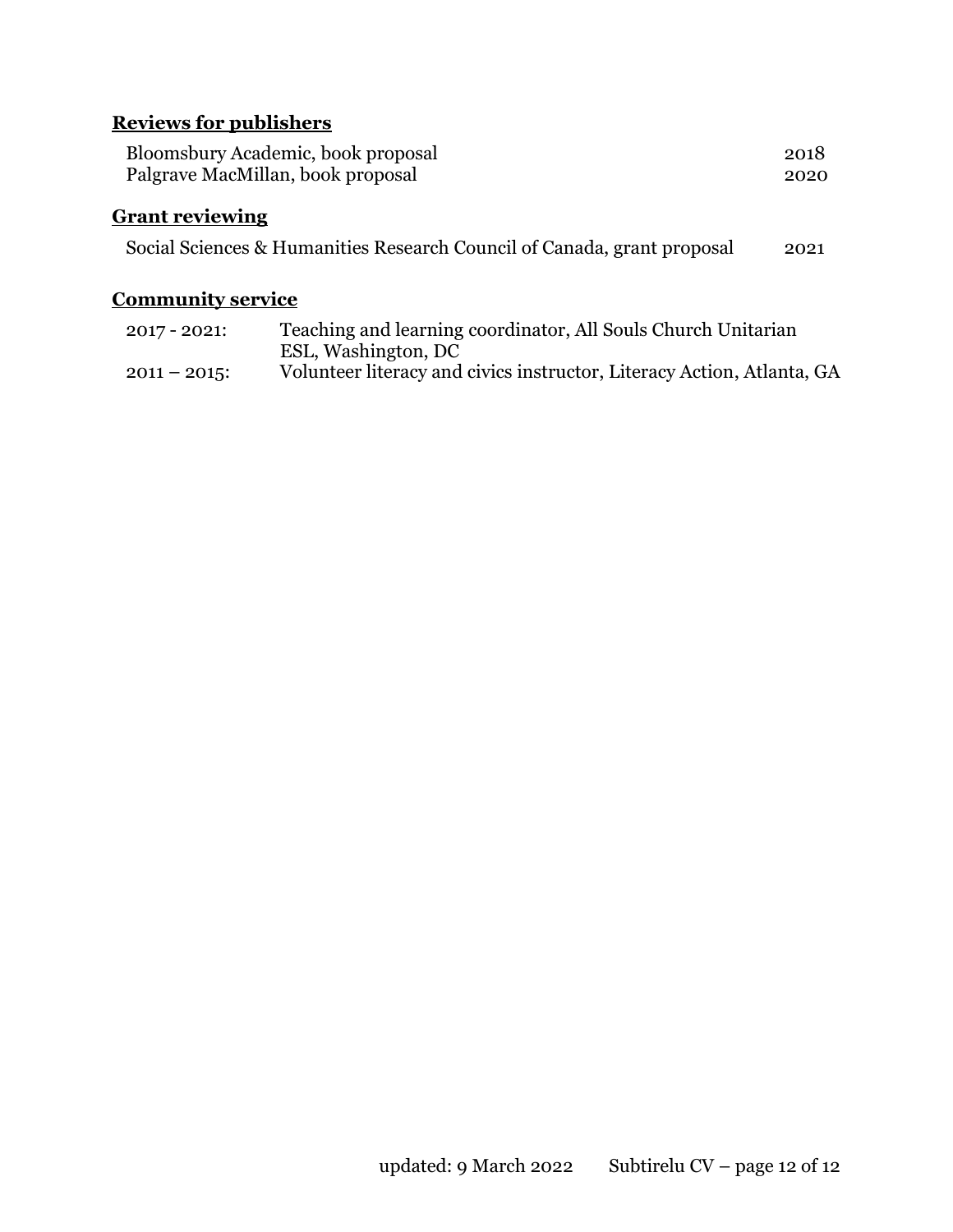**Reviews for publishers**

| | |
|---|---|
| Bloomsbury Academic, book proposal | 2018 |
| Palgrave MacMillan, book proposal | 2020 |

**Grant reviewing**

| | |
|---|---|
| Social Sciences & Humanities Research Council of Canada, grant proposal | 2021 |

**Community service**

| | |
|---|---|
| 2017 - 2021: | Teaching and learning coordinator, All Souls Church Unitarian ESL, Washington, DC |
| 2011 – 2015: | Volunteer literacy and civics instructor, Literacy Action, Atlanta, GA |

updated: 9 March 2022